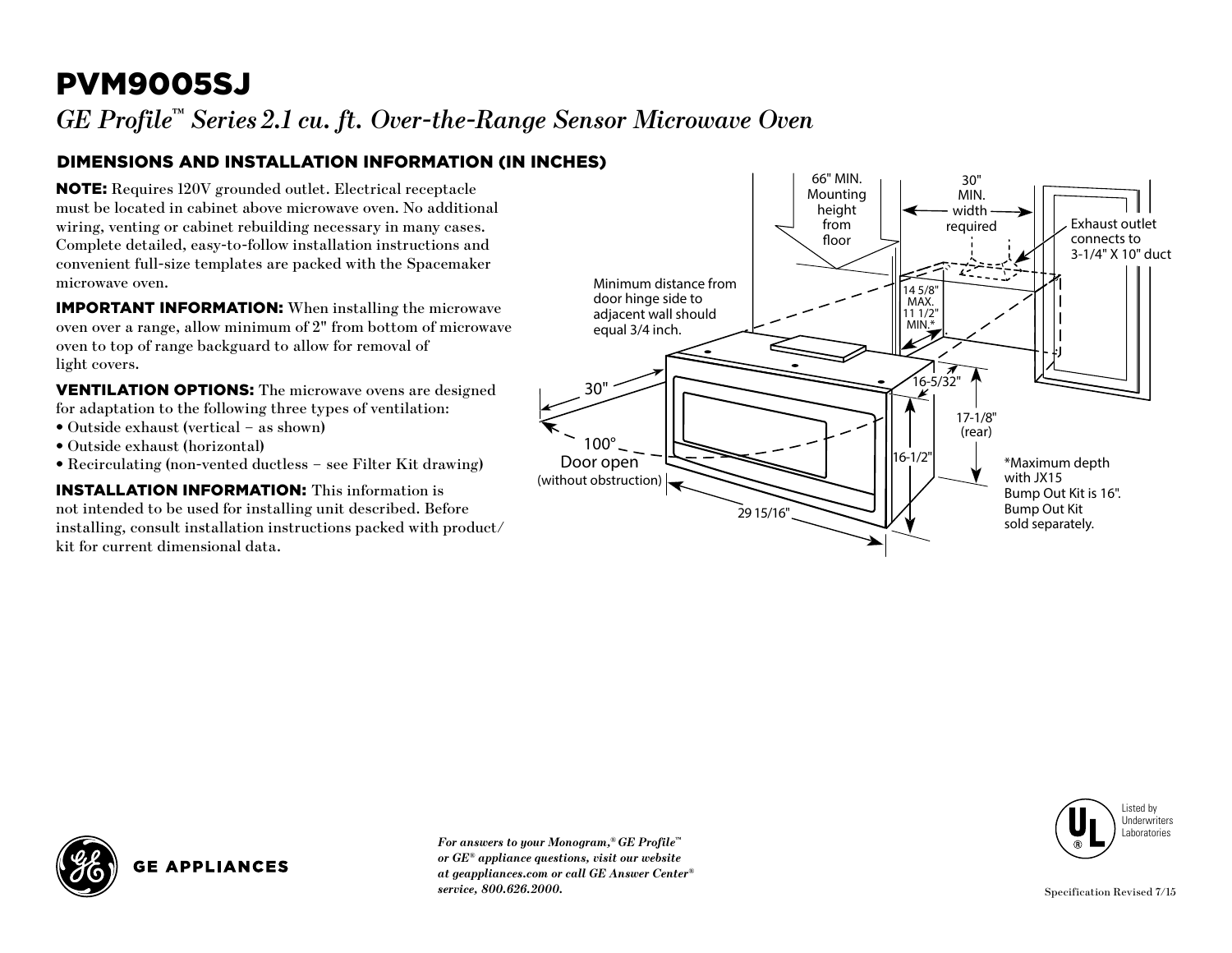# PVM9005SJ

*GE Profile™ Series 2.1 cu. ft. Over-the-Range Sensor Microwave Oven*

## DIMENSIONS AND INSTALLATION INFORMATION (IN INCHES)

**NOTE:** Requires 120V grounded outlet. Electrical receptacle must be located in cabinet above microwave oven. No additional wiring, venting or cabinet rebuilding necessary in many cases. Complete detailed, easy-to-follow installation instructions and convenient full-size templates are packed with the Spacemaker microwave oven.

**IMPORTANT INFORMATION:** When installing the microwave oven over a range, allow minimum of 2" from bottom of microwave oven to top of range backguard to allow for removal of light covers.

**VENTILATION OPTIONS:** The microwave ovens are designed for adaptation to the following three types of ventilation:

- Outside exhaust (vertical – as shown)
- Outside exhaust (horizontal)
- Recirculating (non-vented ductless – see Filter Kit drawing)

**INSTALLATION INFORMATION:** This information is not intended to be used for installing unit described. Before installing, consult installation instructions packed with product/kit for current dimensional data.

66" MIN. Mounting height from floor

30" MIN. width required

Exhaust outlet connects to 3-1/4" X 10" duct

Minimum distance from door hinge side to adjacent wall should equal 3/4 inch.

14 5/8" MAX. 11 1/2" MIN.*

30"

16-5/32"

17-1/8" (rear)

100° Door open (without obstruction)

16-1/2"

29 15/16"

*Maximum depth with JX15 Bump Out Kit is 16". Bump Out Kit sold separately.

*For answers to your Monogram,® GE Profile™ or GE® appliance questions, visit our website at geappliances.com or call GE Answer Center® service, 800.626.2000.*

Listed by Underwriters Laboratories

Specification Revised 7/15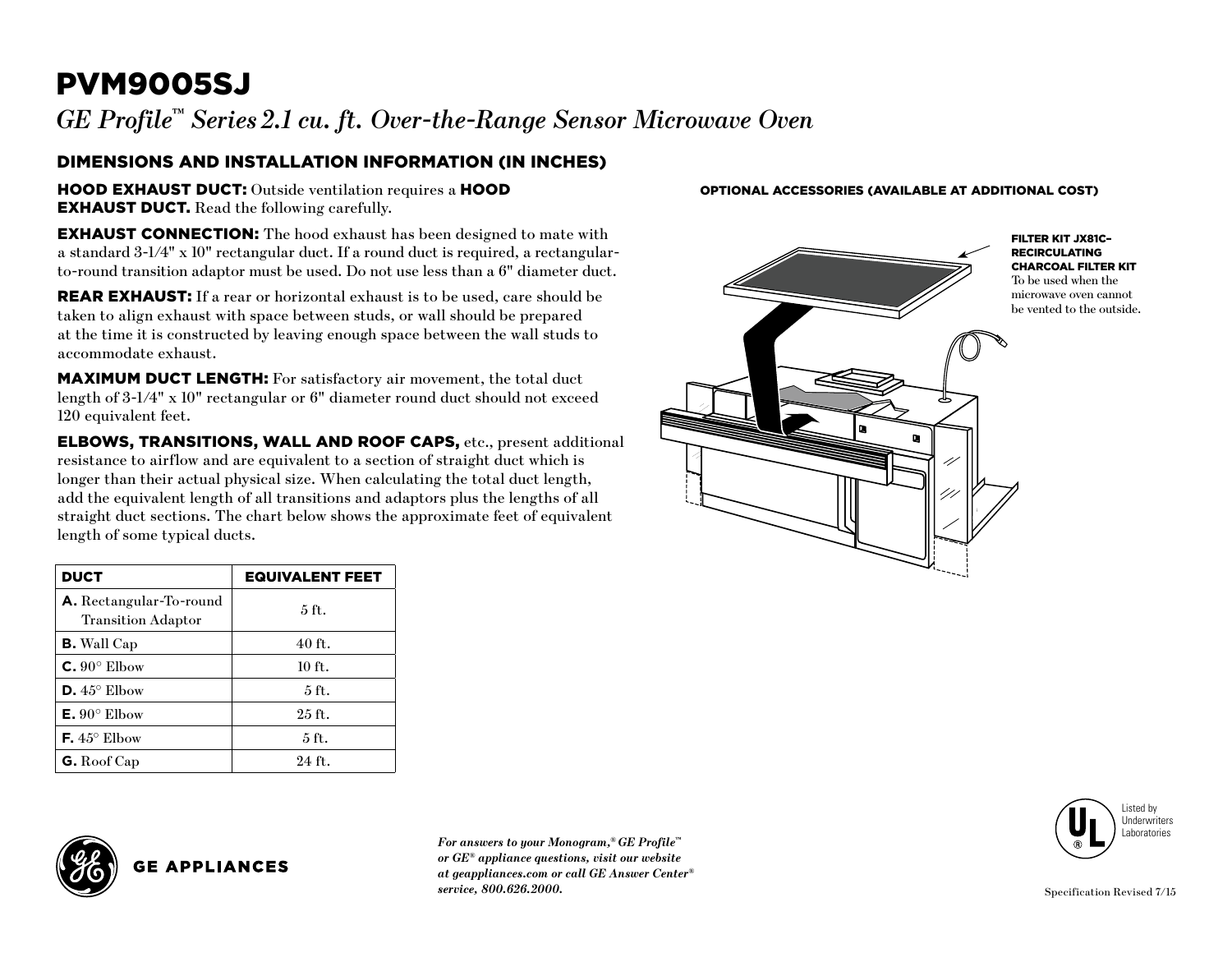# PVM9005SJ

*GE Profile™ Series 2.1 cu. ft. Over-the-Range Sensor Microwave Oven*

## DIMENSIONS AND INSTALLATION INFORMATION (IN INCHES)

**HOOD EXHAUST DUCT:** Outside ventilation requires a **HOOD EXHAUST DUCT.** Read the following carefully.

**EXHAUST CONNECTION:** The hood exhaust has been designed to mate with a standard 3-1/4" x 10" rectangular duct. If a round duct is required, a rectangular-to-round transition adaptor must be used. Do not use less than a 6" diameter duct.

**REAR EXHAUST:** If a rear or horizontal exhaust is to be used, care should be taken to align exhaust with space between studs, or wall should be prepared at the time it is constructed by leaving enough space between the wall studs to accommodate exhaust.

**MAXIMUM DUCT LENGTH:** For satisfactory air movement, the total duct length of 3-1/4" x 10" rectangular or 6" diameter round duct should not exceed 120 equivalent feet.

**ELBOWS, TRANSITIONS, WALL AND ROOF CAPS,** etc., present additional resistance to airflow and are equivalent to a section of straight duct which is longer than their actual physical size. When calculating the total duct length, add the equivalent length of all transitions and adaptors plus the lengths of all straight duct sections. The chart below shows the approximate feet of equivalent length of some typical ducts.

| DUCT | EQUIVALENT FEET |
|---|---|
| **A.** Rectangular-To-round Transition Adaptor | 5 ft. |
| **B.** Wall Cap | 40 ft. |
| **C.** 90° Elbow | 10 ft. |
| **D.** 45° Elbow | 5 ft. |
| **E.** 90° Elbow | 25 ft. |
| **F.** 45° Elbow | 5 ft. |
| **G.** Roof Cap | 24 ft. |

### OPTIONAL ACCESSORIES (AVAILABLE AT ADDITIONAL COST)

**FILTER KIT JX81C– RECIRCULATING CHARCOAL FILTER KIT**
To be used when the microwave oven cannot be vented to the outside.

GE APPLIANCES

*For answers to your Monogram,® GE Profile™ or GE® appliance questions, visit our website at geappliances.com or call GE Answer Center® service, 800.626.2000.*

Listed by Underwriters Laboratories

Specification Revised 7/15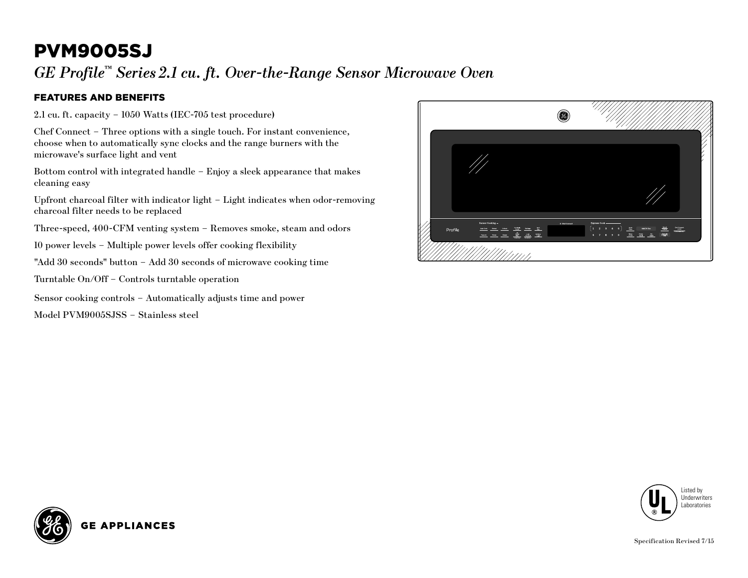# PVM9005SJ

## *GE Profile™ Series 2.1 cu. ft. Over-the-Range Sensor Microwave Oven*

### FEATURES AND BENEFITS

2.1 cu. ft. capacity – 1050 Watts (IEC-705 test procedure)

Chef Connect – Three options with a single touch. For instant convenience, choose when to automatically sync clocks and the range burners with the microwave's surface light and vent

Bottom control with integrated handle – Enjoy a sleek appearance that makes cleaning easy

Upfront charcoal filter with indicator light – Light indicates when odor-removing charcoal filter needs to be replaced

Three-speed, 400-CFM venting system – Removes smoke, steam and odors

10 power levels – Multiple power levels offer cooking flexibility

"Add 30 seconds" button – Add 30 seconds of microwave cooking time

Turntable On/Off – Controls turntable operation

Sensor cooking controls – Automatically adjusts time and power

Model PVM9005SJSS – Stainless steel

GE APPLIANCES

Listed by Underwriters Laboratories

Specification Revised 7/15